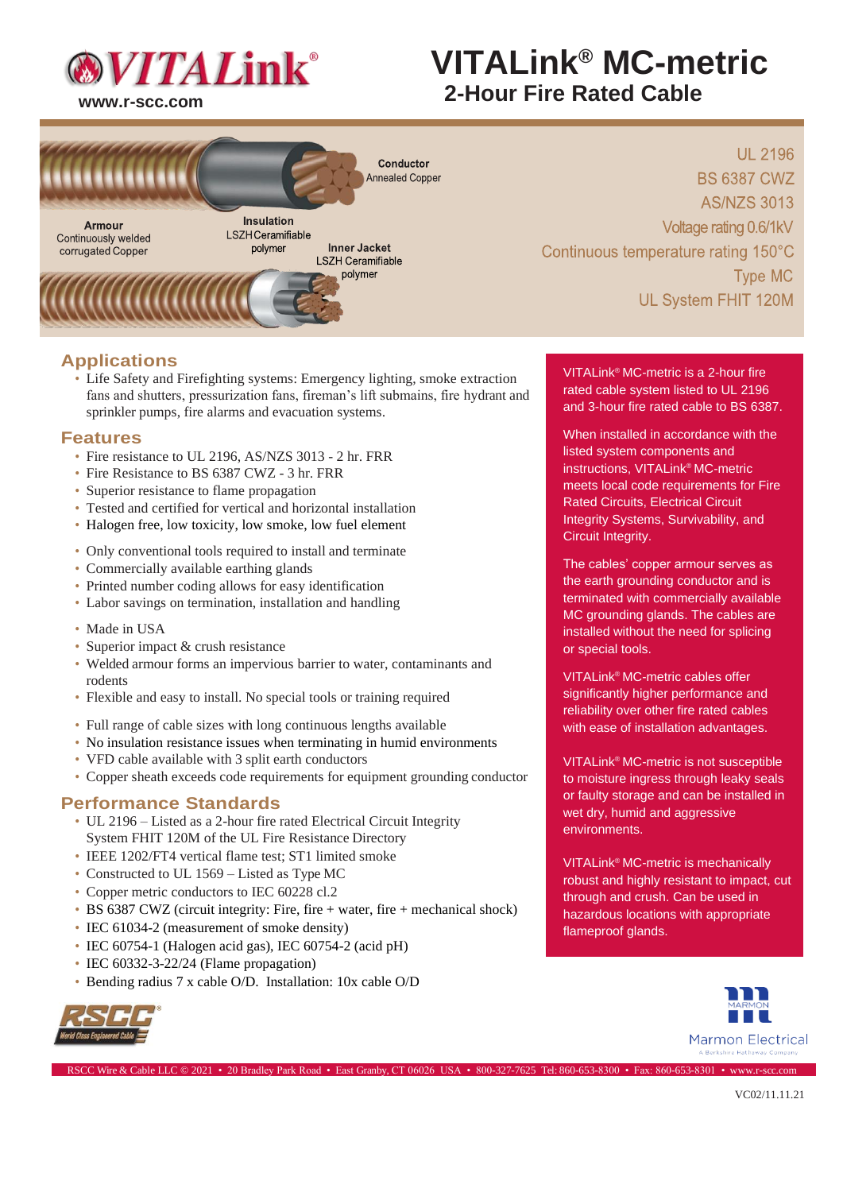# VITALink® MC-metric

## 2-Hour Fire Rated Cable

www.r-scc.com

**Conductor** Annealed Copper

**Armour** Continuously welded corrugated Copper

**Insulation** LSZH Ceramifiable polymer

**Inner Jacket** LSZH Ceramifiable polymer

UL 2196
BS 6387 CWZ
AS/NZS 3013
Voltage rating 0.6/1kV
Continuous temperature rating 150°C
Type MC
UL System FHIT 120M

## Applications

- Life Safety and Firefighting systems: Emergency lighting, smoke extraction fans and shutters, pressurization fans, fireman's lift submains, fire hydrant and sprinkler pumps, fire alarms and evacuation systems.

## Features

- Fire resistance to UL 2196, AS/NZS 3013 - 2 hr. FRR
- Fire Resistance to BS 6387 CWZ - 3 hr. FRR
- Superior resistance to flame propagation
- Tested and certified for vertical and horizontal installation
- Halogen free, low toxicity, low smoke, low fuel element
- Only conventional tools required to install and terminate
- Commercially available earthing glands
- Printed number coding allows for easy identification
- Labor savings on termination, installation and handling
- Made in USA
- Superior impact & crush resistance
- Welded armour forms an impervious barrier to water, contaminants and rodents
- Flexible and easy to install. No special tools or training required
- Full range of cable sizes with long continuous lengths available
- No insulation resistance issues when terminating in humid environments
- VFD cable available with 3 split earth conductors
- Copper sheath exceeds code requirements for equipment grounding conductor

## Performance Standards

- UL 2196 – Listed as a 2-hour fire rated Electrical Circuit Integrity System FHIT 120M of the UL Fire Resistance Directory
- IEEE 1202/FT4 vertical flame test; ST1 limited smoke
- Constructed to UL 1569 – Listed as Type MC
- Copper metric conductors to IEC 60228 cl.2
- BS 6387 CWZ (circuit integrity: Fire, fire + water, fire + mechanical shock)
- IEC 61034-2 (measurement of smoke density)
- IEC 60754-1 (Halogen acid gas), IEC 60754-2 (acid pH)
- IEC 60332-3-22/24 (Flame propagation)
- Bending radius 7 x cable O/D. Installation: 10x cable O/D

VITALink® MC-metric is a 2-hour fire rated cable system listed to UL 2196 and 3-hour fire rated cable to BS 6387.

When installed in accordance with the listed system components and instructions, VITALink® MC-metric meets local code requirements for Fire Rated Circuits, Electrical Circuit Integrity Systems, Survivability, and Circuit Integrity.

The cables' copper armour serves as the earth grounding conductor and is terminated with commercially available MC grounding glands. The cables are installed without the need for splicing or special tools.

VITALink® MC-metric cables offer significantly higher performance and reliability over other fire rated cables with ease of installation advantages.

VITALink® MC-metric is not susceptible to moisture ingress through leaky seals or faulty storage and can be installed in wet dry, humid and aggressive environments.

VITALink® MC-metric is mechanically robust and highly resistant to impact, cut through and crush. Can be used in hazardous locations with appropriate flameproof glands.

RSCC Wire & Cable LLC © 2021 • 20 Bradley Park Road • East Granby, CT 06026 USA • 800-327-7625 Tel: 860-653-8300 • Fax: 860-653-8301 • www.r-scc.com

VC02/11.11.21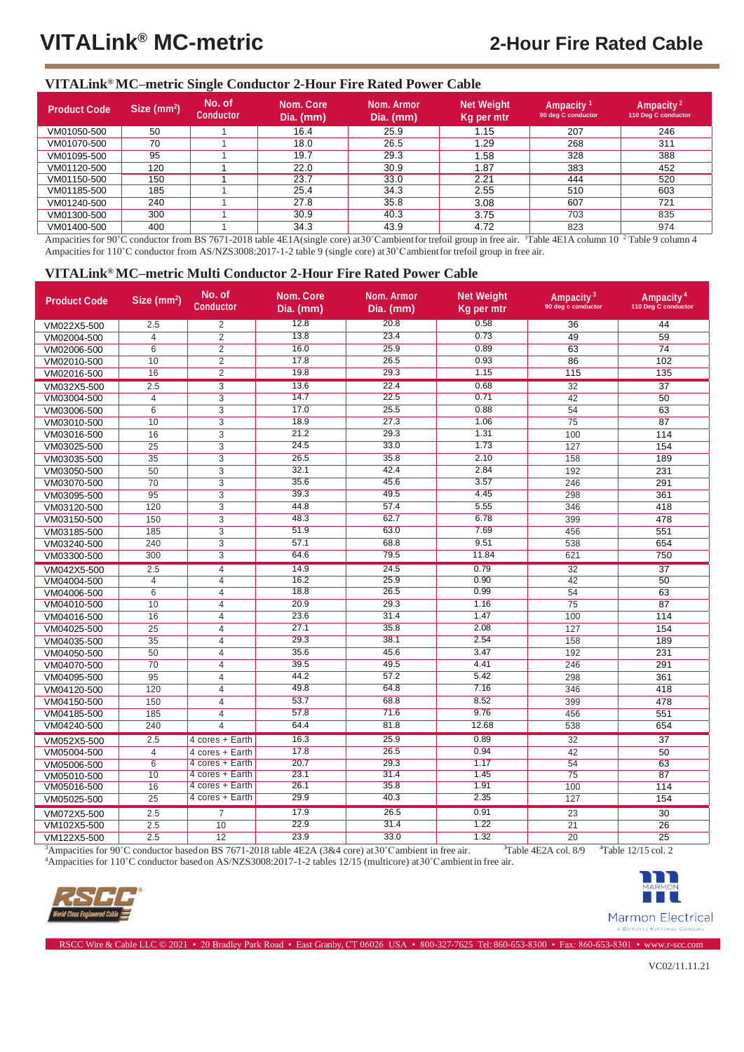# VITALink® MC-metric

## 2-Hour Fire Rated Cable

### VITALink® MC–metric Single Conductor 2-Hour Fire Rated Power Cable

| Product Code | Size ($mm^2$) | No. of Conductor | Nom. Core Dia. (mm) | Nom. Armor Dia. (mm) | Net Weight Kg per mtr | Ampacity [1] 90 deg C conductor | Ampacity [2] 110 Deg C conductor |
|---|---|---|---|---|---|---|---|
| VM01050-500 | 50 | 1 | 16.4 | 25.9 | 1.15 | 207 | 246 |
| VM01070-500 | 70 | 1 | 18.0 | 26.5 | 1.29 | 268 | 311 |
| VM01095-500 | 95 | 1 | 19.7 | 29.3 | 1.58 | 328 | 388 |
| VM01120-500 | 120 | 1 | 22.0 | 30.9 | 1.87 | 383 | 452 |
| VM01150-500 | 150 | 1 | 23.7 | 33.0 | 2.21 | 444 | 520 |
| VM01185-500 | 185 | 1 | 25.4 | 34.3 | 2.55 | 510 | 603 |
| VM01240-500 | 240 | 1 | 27.8 | 35.8 | 3.08 | 607 | 721 |
| VM01300-500 | 300 | 1 | 30.9 | 40.3 | 3.75 | 703 | 835 |
| VM01400-500 | 400 | 1 | 34.3 | 43.9 | 4.72 | 823 | 974 |

Ampacities for 90˚C conductor from BS 7671-2018 table 4E1A(single core) at 30˚C ambient for trefoil group in free air. [1]Table 4E1A column 10 [2] Table 9 column 4
Ampacities for 110˚C conductor from AS/NZS3008:2017-1-2 table 9 (single core) at 30˚C ambient for trefoil group in free air.

### VITALink® MC–metric Multi Conductor 2-Hour Fire Rated Power Cable

| Product Code | Size ($mm^2$) | No. of Conductor | Nom. Core Dia. (mm) | Nom. Armor Dia. (mm) | Net Weight Kg per mtr | Ampacity [3] 90 deg c conductor | Ampacity [4] 110 Deg C conductor |
|---|---|---|---|---|---|---|---|
| VM022X5-500 | 2.5 | 2 | 12.8 | 20.8 | 0.58 | 36 | 44 |
| VM02004-500 | 4 | 2 | 13.8 | 23.4 | 0.73 | 49 | 59 |
| VM02006-500 | 6 | 2 | 16.0 | 25.9 | 0.89 | 63 | 74 |
| VM02010-500 | 10 | 2 | 17.8 | 26.5 | 0.93 | 86 | 102 |
| VM02016-500 | 16 | 2 | 19.8 | 29.3 | 1.15 | 115 | 135 |
| VM032X5-500 | 2.5 | 3 | 13.6 | 22.4 | 0.68 | 32 | 37 |
| VM03004-500 | 4 | 3 | 14.7 | 22.5 | 0.71 | 42 | 50 |
| VM03006-500 | 6 | 3 | 17.0 | 25.5 | 0.88 | 54 | 63 |
| VM03010-500 | 10 | 3 | 18.9 | 27.3 | 1.06 | 75 | 87 |
| VM03016-500 | 16 | 3 | 21.2 | 29.3 | 1.31 | 100 | 114 |
| VM03025-500 | 25 | 3 | 24.5 | 33.0 | 1.73 | 127 | 154 |
| VM03035-500 | 35 | 3 | 26.5 | 35.8 | 2.10 | 158 | 189 |
| VM03050-500 | 50 | 3 | 32.1 | 42.4 | 2.84 | 192 | 231 |
| VM03070-500 | 70 | 3 | 35.6 | 45.6 | 3.57 | 246 | 291 |
| VM03095-500 | 95 | 3 | 39.3 | 49.5 | 4.45 | 298 | 361 |
| VM03120-500 | 120 | 3 | 44.8 | 57.4 | 5.55 | 346 | 418 |
| VM03150-500 | 150 | 3 | 48.3 | 62.7 | 6.78 | 399 | 478 |
| VM03185-500 | 185 | 3 | 51.9 | 63.0 | 7.69 | 456 | 551 |
| VM03240-500 | 240 | 3 | 57.1 | 68.8 | 9.51 | 538 | 654 |
| VM03300-500 | 300 | 3 | 64.6 | 79.5 | 11.84 | 621 | 750 |
| VM042X5-500 | 2.5 | 4 | 14.9 | 24.5 | 0.79 | 32 | 37 |
| VM04004-500 | 4 | 4 | 16.2 | 25.9 | 0.90 | 42 | 50 |
| VM04006-500 | 6 | 4 | 18.8 | 26.5 | 0.99 | 54 | 63 |
| VM04010-500 | 10 | 4 | 20.9 | 29.3 | 1.16 | 75 | 87 |
| VM04016-500 | 16 | 4 | 23.6 | 31.4 | 1.47 | 100 | 114 |
| VM04025-500 | 25 | 4 | 27.1 | 35.8 | 2.08 | 127 | 154 |
| VM04035-500 | 35 | 4 | 29.3 | 38.1 | 2.54 | 158 | 189 |
| VM04050-500 | 50 | 4 | 35.6 | 45.6 | 3.47 | 192 | 231 |
| VM04070-500 | 70 | 4 | 39.5 | 49.5 | 4.41 | 246 | 291 |
| VM04095-500 | 95 | 4 | 44.2 | 57.2 | 5.42 | 298 | 361 |
| VM04120-500 | 120 | 4 | 49.8 | 64.8 | 7.16 | 346 | 418 |
| VM04150-500 | 150 | 4 | 53.7 | 68.8 | 8.52 | 399 | 478 |
| VM04185-500 | 185 | 4 | 57.8 | 71.6 | 9.76 | 456 | 551 |
| VM04240-500 | 240 | 4 | 64.4 | 81.8 | 12.68 | 538 | 654 |
| VM052X5-500 | 2.5 | 4 cores + Earth | 16.3 | 25.9 | 0.89 | 32 | 37 |
| VM05004-500 | 4 | 4 cores + Earth | 17.8 | 26.5 | 0.94 | 42 | 50 |
| VM05006-500 | 6 | 4 cores + Earth | 20.7 | 29.3 | 1.17 | 54 | 63 |
| VM05010-500 | 10 | 4 cores + Earth | 23.1 | 31.4 | 1.45 | 75 | 87 |
| VM05016-500 | 16 | 4 cores + Earth | 26.1 | 35.8 | 1.91 | 100 | 114 |
| VM05025-500 | 25 | 4 cores + Earth | 29.9 | 40.3 | 2.35 | 127 | 154 |
| VM072X5-500 | 2.5 | 7 | 17.9 | 26.5 | 0.91 | 23 | 30 |
| VM102X5-500 | 2.5 | 10 | 22.9 | 31.4 | 1.22 | 21 | 26 |
| VM122X5-500 | 2.5 | 12 | 23.9 | 33.0 | 1.32 | 20 | 25 |

[3]Ampacities for 90˚C conductor based on BS 7671-2018 table 4E2A (3&4 core) at 30˚C ambient in free air. [3]Table 4E2A col. 8/9 [4]Table 12/15 col. 2
[4]Ampacities for 110˚C conductor based on AS/NZS3008:2017-1-2 tables 12/15 (multicore) at 30˚C ambient in free air.

RSCC® World Class Engineered Cable

Marmon Electrical — A Berkshire Hathaway Company

RSCC Wire & Cable LLC © 2021 • 20 Bradley Park Road • East Granby, CT 06026 USA • 800-327-7625 Tel: 860-653-8300 • Fax: 860-653-8301 • www.r-scc.com

VC02/11.11.21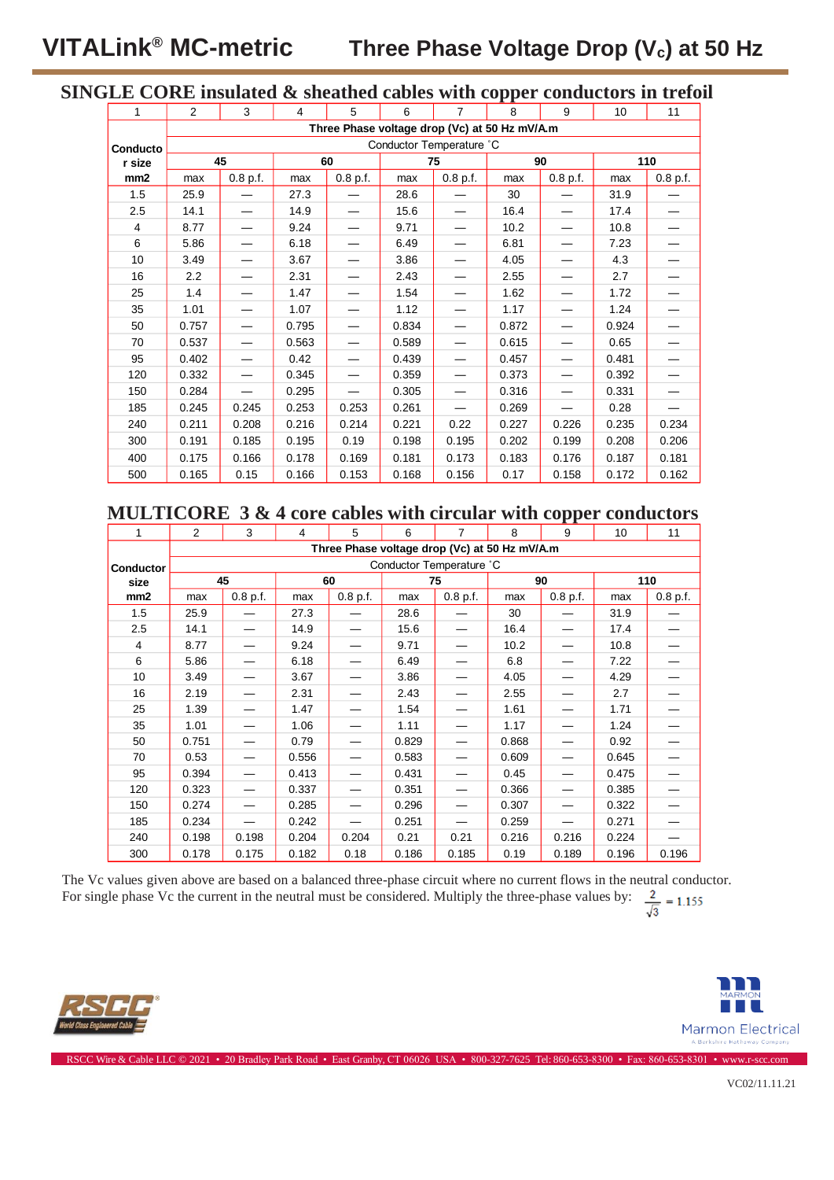# VITALink® MC-metric — Three Phase Voltage Drop ($V_c$) at 50 Hz

## SINGLE CORE insulated & sheathed cables with copper conductors in trefoil

| 1 | 2 | 3 | 4 | 5 | 6 | 7 | 8 | 9 | 10 | 11 |
|---|---|---|---|---|---|---|---|---|---|---|
| Conductor size mm2 | Three Phase voltage drop (Vc) at 50 Hz mV/A.m | | | | | | | | | |
| | Conductor Temperature ˚C | | | | | | | | | |
| | 45 | | 60 | | 75 | | 90 | | 110 | |
| | max | 0.8 p.f. | max | 0.8 p.f. | max | 0.8 p.f. | max | 0.8 p.f. | max | 0.8 p.f. |
| 1.5 | 25.9 | — | 27.3 | — | 28.6 | — | 30 | — | 31.9 | — |
| 2.5 | 14.1 | — | 14.9 | — | 15.6 | — | 16.4 | — | 17.4 | — |
| 4 | 8.77 | — | 9.24 | — | 9.71 | — | 10.2 | — | 10.8 | — |
| 6 | 5.86 | — | 6.18 | — | 6.49 | — | 6.81 | — | 7.23 | — |
| 10 | 3.49 | — | 3.67 | — | 3.86 | — | 4.05 | — | 4.3 | — |
| 16 | 2.2 | — | 2.31 | — | 2.43 | — | 2.55 | — | 2.7 | — |
| 25 | 1.4 | — | 1.47 | — | 1.54 | — | 1.62 | — | 1.72 | — |
| 35 | 1.01 | — | 1.07 | — | 1.12 | — | 1.17 | — | 1.24 | — |
| 50 | 0.757 | — | 0.795 | — | 0.834 | — | 0.872 | — | 0.924 | — |
| 70 | 0.537 | — | 0.563 | — | 0.589 | — | 0.615 | — | 0.65 | — |
| 95 | 0.402 | — | 0.42 | — | 0.439 | — | 0.457 | — | 0.481 | — |
| 120 | 0.332 | — | 0.345 | — | 0.359 | — | 0.373 | — | 0.392 | — |
| 150 | 0.284 | — | 0.295 | — | 0.305 | — | 0.316 | — | 0.331 | — |
| 185 | 0.245 | 0.245 | 0.253 | 0.253 | 0.261 | — | 0.269 | — | 0.28 | — |
| 240 | 0.211 | 0.208 | 0.216 | 0.214 | 0.221 | 0.22 | 0.227 | 0.226 | 0.235 | 0.234 |
| 300 | 0.191 | 0.185 | 0.195 | 0.19 | 0.198 | 0.195 | 0.202 | 0.199 | 0.208 | 0.206 |
| 400 | 0.175 | 0.166 | 0.178 | 0.169 | 0.181 | 0.173 | 0.183 | 0.176 | 0.187 | 0.181 |
| 500 | 0.165 | 0.15 | 0.166 | 0.153 | 0.168 | 0.156 | 0.17 | 0.158 | 0.172 | 0.162 |

## MULTICORE 3 & 4 core cables with circular with copper conductors

| 1 | 2 | 3 | 4 | 5 | 6 | 7 | 8 | 9 | 10 | 11 |
|---|---|---|---|---|---|---|---|---|---|---|
| Conductor size mm2 | Three Phase voltage drop (Vc) at 50 Hz mV/A.m | | | | | | | | | |
| | Conductor Temperature ˚C | | | | | | | | | |
| | 45 | | 60 | | 75 | | 90 | | 110 | |
| | max | 0.8 p.f. | max | 0.8 p.f. | max | 0.8 p.f. | max | 0.8 p.f. | max | 0.8 p.f. |
| 1.5 | 25.9 | — | 27.3 | — | 28.6 | — | 30 | — | 31.9 | — |
| 2.5 | 14.1 | — | 14.9 | — | 15.6 | — | 16.4 | — | 17.4 | — |
| 4 | 8.77 | — | 9.24 | — | 9.71 | — | 10.2 | — | 10.8 | — |
| 6 | 5.86 | — | 6.18 | — | 6.49 | — | 6.8 | — | 7.22 | — |
| 10 | 3.49 | — | 3.67 | — | 3.86 | — | 4.05 | — | 4.29 | — |
| 16 | 2.19 | — | 2.31 | — | 2.43 | — | 2.55 | — | 2.7 | — |
| 25 | 1.39 | — | 1.47 | — | 1.54 | — | 1.61 | — | 1.71 | — |
| 35 | 1.01 | — | 1.06 | — | 1.11 | — | 1.17 | — | 1.24 | — |
| 50 | 0.751 | — | 0.79 | — | 0.829 | — | 0.868 | — | 0.92 | — |
| 70 | 0.53 | — | 0.556 | — | 0.583 | — | 0.609 | — | 0.645 | — |
| 95 | 0.394 | — | 0.413 | — | 0.431 | — | 0.45 | — | 0.475 | — |
| 120 | 0.323 | — | 0.337 | — | 0.351 | — | 0.366 | — | 0.385 | — |
| 150 | 0.274 | — | 0.285 | — | 0.296 | — | 0.307 | — | 0.322 | — |
| 185 | 0.234 | — | 0.242 | — | 0.251 | — | 0.259 | — | 0.271 | — |
| 240 | 0.198 | 0.198 | 0.204 | 0.204 | 0.21 | 0.21 | 0.216 | 0.216 | 0.224 | — |
| 300 | 0.178 | 0.175 | 0.182 | 0.18 | 0.186 | 0.185 | 0.19 | 0.189 | 0.196 | 0.196 |

The Vc values given above are based on a balanced three-phase circuit where no current flows in the neutral conductor.
For single phase Vc the current in the neutral must be considered. Multiply the three-phase values by: $\frac{2}{\sqrt{3}} = 1.155$

RSCC Wire & Cable LLC © 2021 • 20 Bradley Park Road • East Granby, CT 06026 USA • 800-327-7625 Tel: 860-653-8300 • Fax: 860-653-8301 • www.r-scc.com

VC02/11.11.21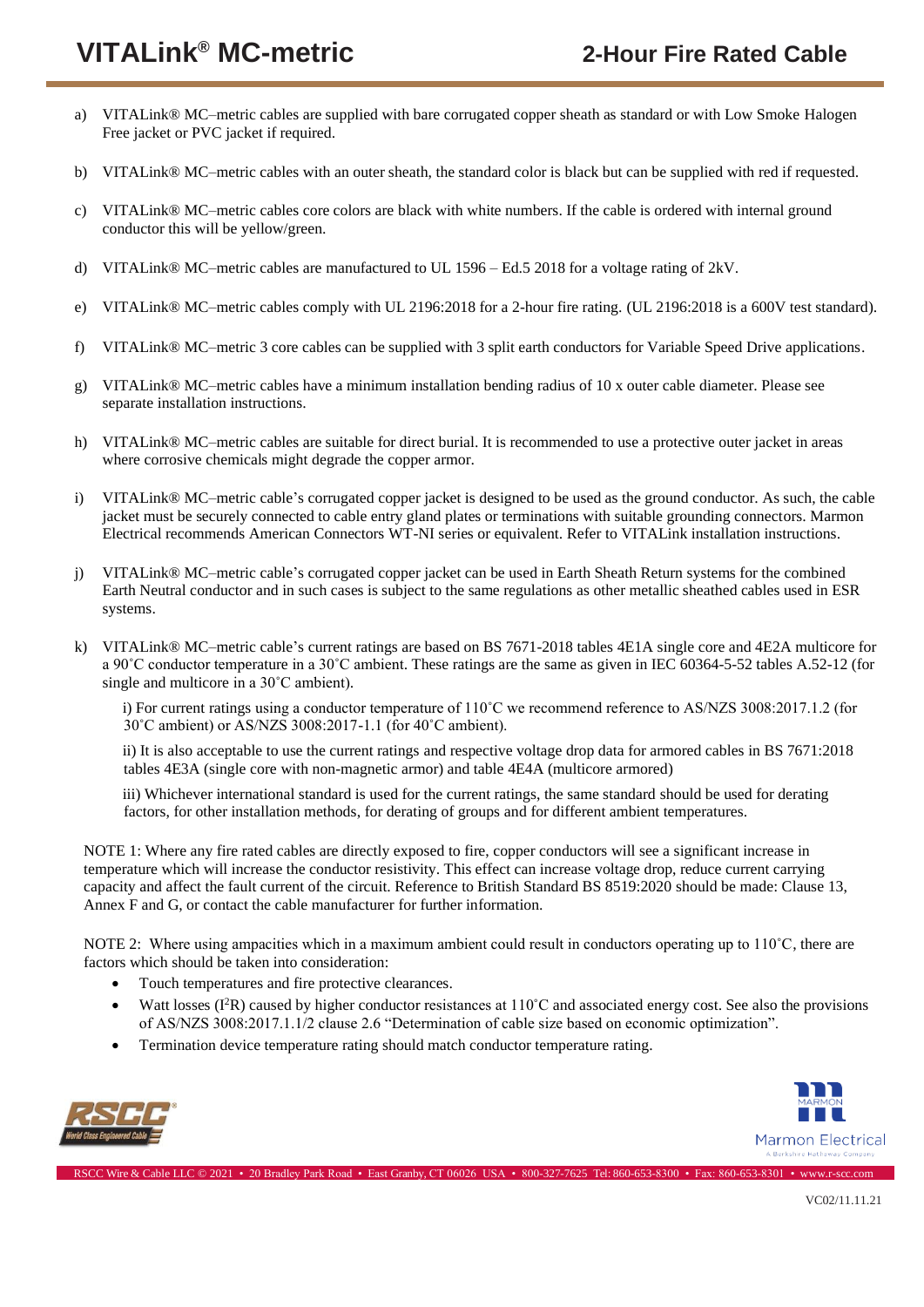a) VITALink® MC–metric cables are supplied with bare corrugated copper sheath as standard or with Low Smoke Halogen Free jacket or PVC jacket if required.

b) VITALink® MC–metric cables with an outer sheath, the standard color is black but can be supplied with red if requested.

c) VITALink® MC–metric cables core colors are black with white numbers. If the cable is ordered with internal ground conductor this will be yellow/green.

d) VITALink® MC–metric cables are manufactured to UL 1596 – Ed.5 2018 for a voltage rating of 2kV.

e) VITALink® MC–metric cables comply with UL 2196:2018 for a 2-hour fire rating. (UL 2196:2018 is a 600V test standard).

f) VITALink® MC–metric 3 core cables can be supplied with 3 split earth conductors for Variable Speed Drive applications.

g) VITALink® MC–metric cables have a minimum installation bending radius of 10 x outer cable diameter. Please see separate installation instructions.

h) VITALink® MC–metric cables are suitable for direct burial. It is recommended to use a protective outer jacket in areas where corrosive chemicals might degrade the copper armor.

i) VITALink® MC–metric cable's corrugated copper jacket is designed to be used as the ground conductor. As such, the cable jacket must be securely connected to cable entry gland plates or terminations with suitable grounding connectors. Marmon Electrical recommends American Connectors WT-NI series or equivalent. Refer to VITALink installation instructions.

j) VITALink® MC–metric cable's corrugated copper jacket can be used in Earth Sheath Return systems for the combined Earth Neutral conductor and in such cases is subject to the same regulations as other metallic sheathed cables used in ESR systems.

k) VITALink® MC–metric cable's current ratings are based on BS 7671-2018 tables 4E1A single core and 4E2A multicore for a 90˚C conductor temperature in a 30˚C ambient. These ratings are the same as given in IEC 60364-5-52 tables A.52-12 (for single and multicore in a 30˚C ambient).

   i) For current ratings using a conductor temperature of 110˚C we recommend reference to AS/NZS 3008:2017.1.2 (for 30˚C ambient) or AS/NZS 3008:2017-1.1 (for 40˚C ambient).

   ii) It is also acceptable to use the current ratings and respective voltage drop data for armored cables in BS 7671:2018 tables 4E3A (single core with non-magnetic armor) and table 4E4A (multicore armored)

   iii) Whichever international standard is used for the current ratings, the same standard should be used for derating factors, for other installation methods, for derating of groups and for different ambient temperatures.

NOTE 1: Where any fire rated cables are directly exposed to fire, copper conductors will see a significant increase in temperature which will increase the conductor resistivity. This effect can increase voltage drop, reduce current carrying capacity and affect the fault current of the circuit. Reference to British Standard BS 8519:2020 should be made: Clause 13, Annex F and G, or contact the cable manufacturer for further information.

NOTE 2: Where using ampacities which in a maximum ambient could result in conductors operating up to 110˚C, there are factors which should be taken into consideration:

- Touch temperatures and fire protective clearances.
- Watt losses ($I^2R$) caused by higher conductor resistances at 110˚C and associated energy cost. See also the provisions of AS/NZS 3008:2017.1.1/2 clause 2.6 "Determination of cable size based on economic optimization".
- Termination device temperature rating should match conductor temperature rating.